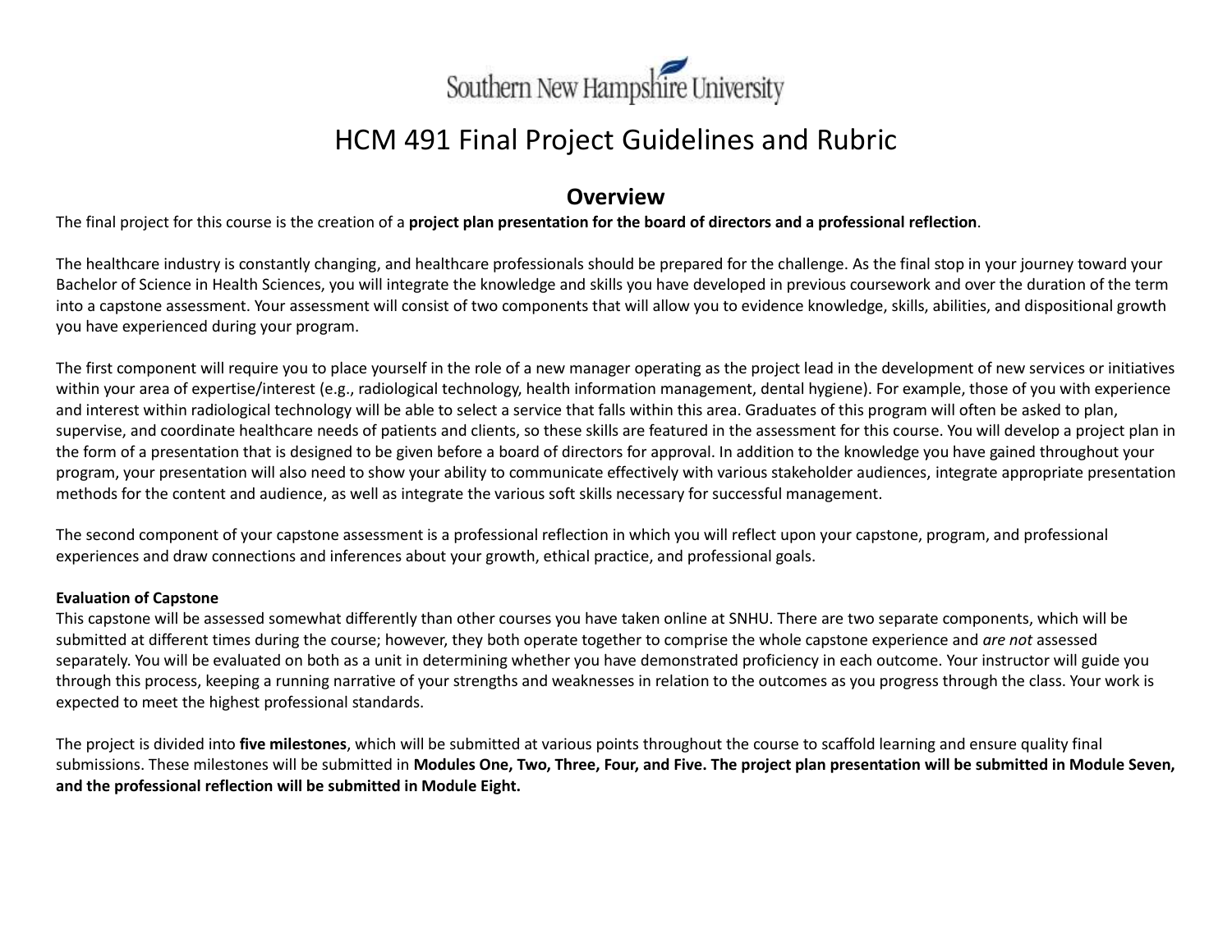Southern New Hampshire University

# HCM 491 Final Project Guidelines and Rubric

## Overview

The final project for this course is the creation of a **project plan presentation for the board of directors and a professional reflection**.

The healthcare industry is constantly changing, and healthcare professionals should be prepared for the challenge. As the final stop in your journey toward your Bachelor of Science in Health Sciences, you will integrate the knowledge and skills you have developed in previous coursework and over the duration of the term into a capstone assessment. Your assessment will consist of two components that will allow you to evidence knowledge, skills, abilities, and dispositional growth you have experienced during your program.

The first component will require you to place yourself in the role of a new manager operating as the project lead in the development of new services or initiatives within your area of expertise/interest (e.g., radiological technology, health information management, dental hygiene). For example, those of you with experience and interest within radiological technology will be able to select a service that falls within this area. Graduates of this program will often be asked to plan, supervise, and coordinate healthcare needs of patients and clients, so these skills are featured in the assessment for this course. You will develop a project plan in the form of a presentation that is designed to be given before a board of directors for approval. In addition to the knowledge you have gained throughout your program, your presentation will also need to show your ability to communicate effectively with various stakeholder audiences, integrate appropriate presentation methods for the content and audience, as well as integrate the various soft skills necessary for successful management.

The second component of your capstone assessment is a professional reflection in which you will reflect upon your capstone, program, and professional experiences and draw connections and inferences about your growth, ethical practice, and professional goals.

**Evaluation of Capstone**

This capstone will be assessed somewhat differently than other courses you have taken online at SNHU. There are two separate components, which will be submitted at different times during the course; however, they both operate together to comprise the whole capstone experience and *are not* assessed separately. You will be evaluated on both as a unit in determining whether you have demonstrated proficiency in each outcome. Your instructor will guide you through this process, keeping a running narrative of your strengths and weaknesses in relation to the outcomes as you progress through the class. Your work is expected to meet the highest professional standards.

The project is divided into **five milestones**, which will be submitted at various points throughout the course to scaffold learning and ensure quality final submissions. These milestones will be submitted in **Modules One, Two, Three, Four, and Five. The project plan presentation will be submitted in Module Seven, and the professional reflection will be submitted in Module Eight.**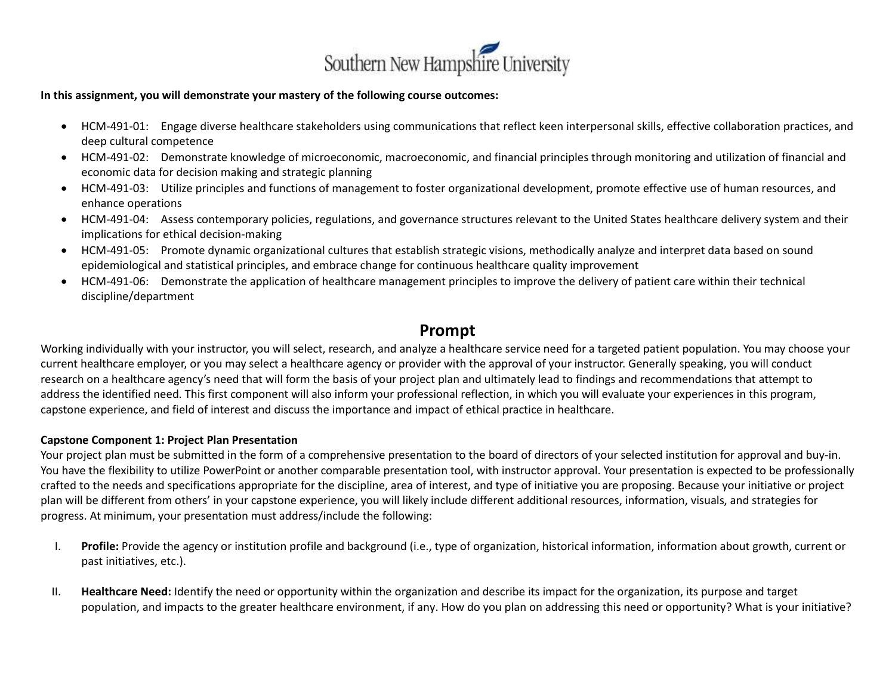**In this assignment, you will demonstrate your mastery of the following course outcomes:**

- HCM-491-01: Engage diverse healthcare stakeholders using communications that reflect keen interpersonal skills, effective collaboration practices, and deep cultural competence
- HCM-491-02: Demonstrate knowledge of microeconomic, macroeconomic, and financial principles through monitoring and utilization of financial and economic data for decision making and strategic planning
- HCM-491-03: Utilize principles and functions of management to foster organizational development, promote effective use of human resources, and enhance operations
- HCM-491-04: Assess contemporary policies, regulations, and governance structures relevant to the United States healthcare delivery system and their implications for ethical decision-making
- HCM-491-05: Promote dynamic organizational cultures that establish strategic visions, methodically analyze and interpret data based on sound epidemiological and statistical principles, and embrace change for continuous healthcare quality improvement
- HCM-491-06: Demonstrate the application of healthcare management principles to improve the delivery of patient care within their technical discipline/department

## Prompt

Working individually with your instructor, you will select, research, and analyze a healthcare service need for a targeted patient population. You may choose your current healthcare employer, or you may select a healthcare agency or provider with the approval of your instructor. Generally speaking, you will conduct research on a healthcare agency's need that will form the basis of your project plan and ultimately lead to findings and recommendations that attempt to address the identified need. This first component will also inform your professional reflection, in which you will evaluate your experiences in this program, capstone experience, and field of interest and discuss the importance and impact of ethical practice in healthcare.

**Capstone Component 1: Project Plan Presentation**

Your project plan must be submitted in the form of a comprehensive presentation to the board of directors of your selected institution for approval and buy-in. You have the flexibility to utilize PowerPoint or another comparable presentation tool, with instructor approval. Your presentation is expected to be professionally crafted to the needs and specifications appropriate for the discipline, area of interest, and type of initiative you are proposing. Because your initiative or project plan will be different from others' in your capstone experience, you will likely include different additional resources, information, visuals, and strategies for progress. At minimum, your presentation must address/include the following:

I. **Profile:** Provide the agency or institution profile and background (i.e., type of organization, historical information, information about growth, current or past initiatives, etc.).

II. **Healthcare Need:** Identify the need or opportunity within the organization and describe its impact for the organization, its purpose and target population, and impacts to the greater healthcare environment, if any. How do you plan on addressing this need or opportunity? What is your initiative?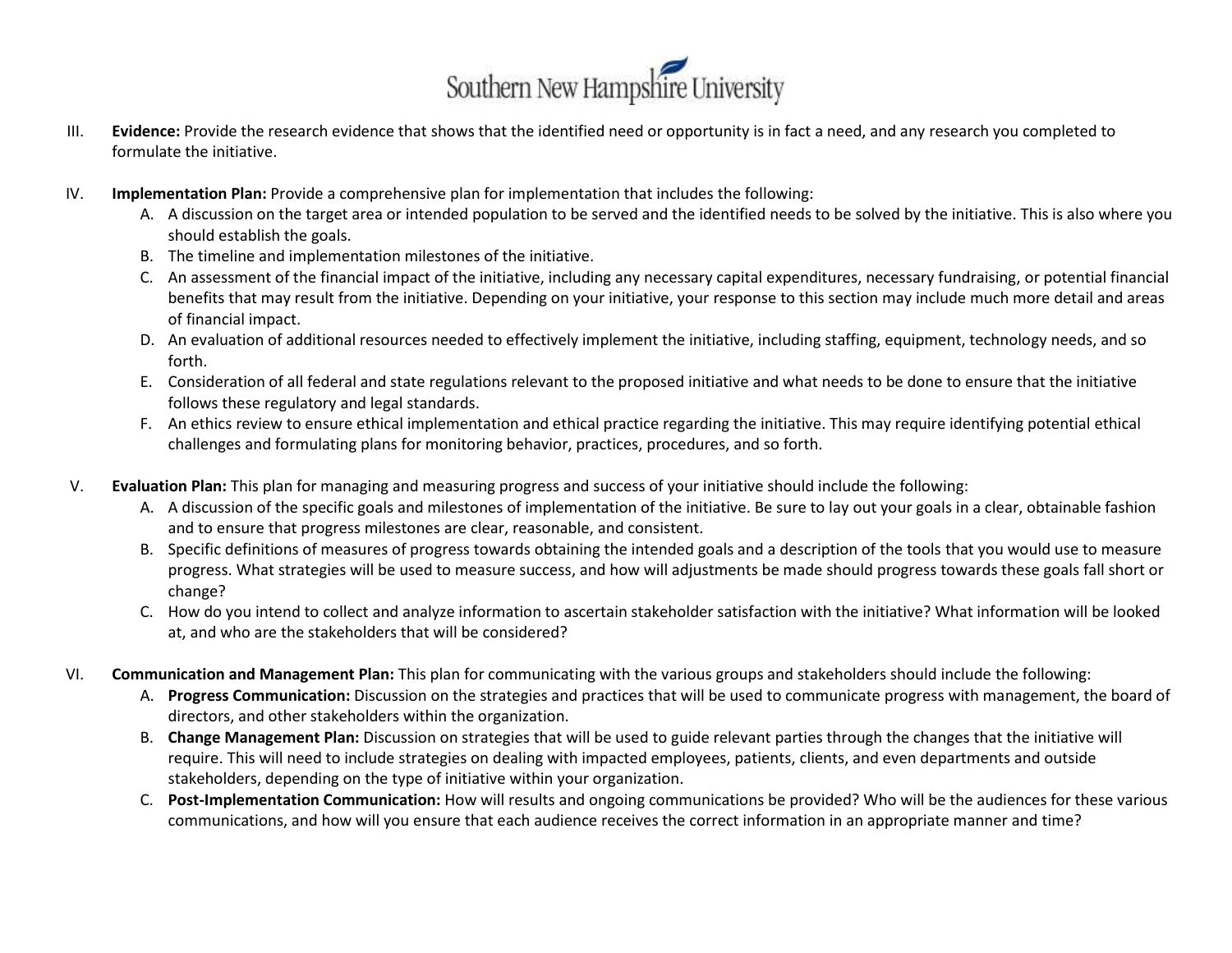III. **Evidence:** Provide the research evidence that shows that the identified need or opportunity is in fact a need, and any research you completed to formulate the initiative.

IV. **Implementation Plan:** Provide a comprehensive plan for implementation that includes the following:

   A. A discussion on the target area or intended population to be served and the identified needs to be solved by the initiative. This is also where you should establish the goals.

   B. The timeline and implementation milestones of the initiative.

   C. An assessment of the financial impact of the initiative, including any necessary capital expenditures, necessary fundraising, or potential financial benefits that may result from the initiative. Depending on your initiative, your response to this section may include much more detail and areas of financial impact.

   D. An evaluation of additional resources needed to effectively implement the initiative, including staffing, equipment, technology needs, and so forth.

   E. Consideration of all federal and state regulations relevant to the proposed initiative and what needs to be done to ensure that the initiative follows these regulatory and legal standards.

   F. An ethics review to ensure ethical implementation and ethical practice regarding the initiative. This may require identifying potential ethical challenges and formulating plans for monitoring behavior, practices, procedures, and so forth.

V. **Evaluation Plan:** This plan for managing and measuring progress and success of your initiative should include the following:

   A. A discussion of the specific goals and milestones of implementation of the initiative. Be sure to lay out your goals in a clear, obtainable fashion and to ensure that progress milestones are clear, reasonable, and consistent.

   B. Specific definitions of measures of progress towards obtaining the intended goals and a description of the tools that you would use to measure progress. What strategies will be used to measure success, and how will adjustments be made should progress towards these goals fall short or change?

   C. How do you intend to collect and analyze information to ascertain stakeholder satisfaction with the initiative? What information will be looked at, and who are the stakeholders that will be considered?

VI. **Communication and Management Plan:** This plan for communicating with the various groups and stakeholders should include the following:

   A. **Progress Communication:** Discussion on the strategies and practices that will be used to communicate progress with management, the board of directors, and other stakeholders within the organization.

   B. **Change Management Plan:** Discussion on strategies that will be used to guide relevant parties through the changes that the initiative will require. This will need to include strategies on dealing with impacted employees, patients, clients, and even departments and outside stakeholders, depending on the type of initiative within your organization.

   C. **Post-Implementation Communication:** How will results and ongoing communications be provided? Who will be the audiences for these various communications, and how will you ensure that each audience receives the correct information in an appropriate manner and time?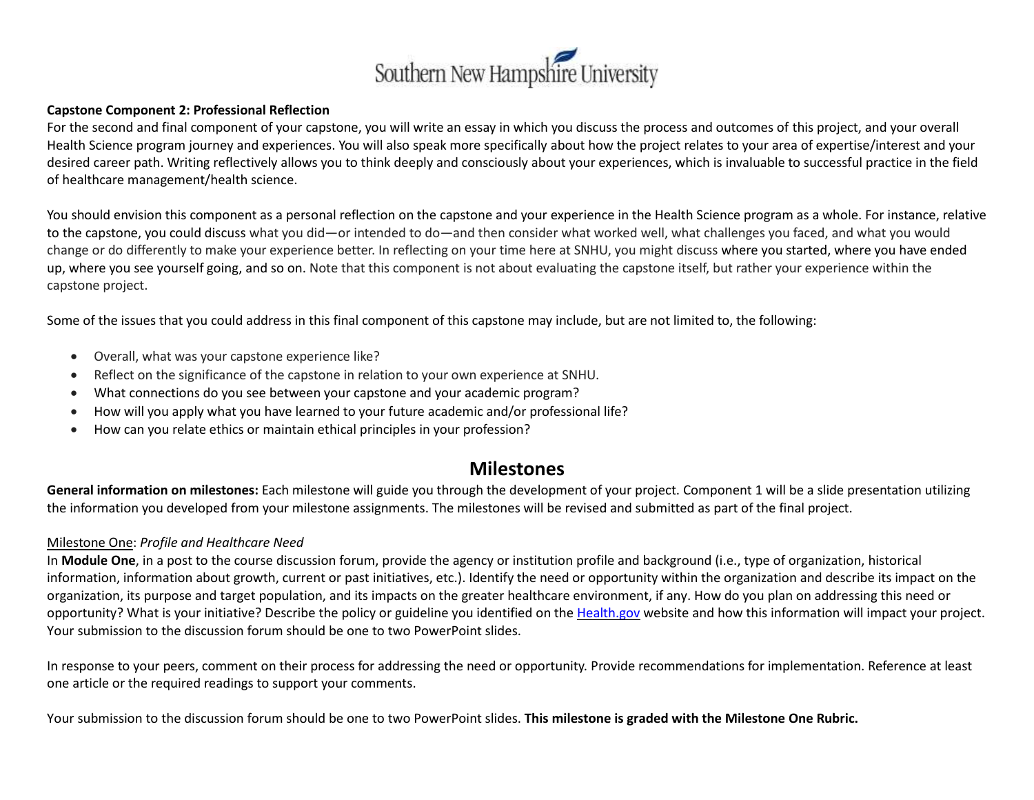**Capstone Component 2: Professional Reflection**

For the second and final component of your capstone, you will write an essay in which you discuss the process and outcomes of this project, and your overall Health Science program journey and experiences. You will also speak more specifically about how the project relates to your area of expertise/interest and your desired career path. Writing reflectively allows you to think deeply and consciously about your experiences, which is invaluable to successful practice in the field of healthcare management/health science.

You should envision this component as a personal reflection on the capstone and your experience in the Health Science program as a whole. For instance, relative to the capstone, you could discuss what you did—or intended to do—and then consider what worked well, what challenges you faced, and what you would change or do differently to make your experience better. In reflecting on your time here at SNHU, you might discuss where you started, where you have ended up, where you see yourself going, and so on. Note that this component is not about evaluating the capstone itself, but rather your experience within the capstone project.

Some of the issues that you could address in this final component of this capstone may include, but are not limited to, the following:

- Overall, what was your capstone experience like?
- Reflect on the significance of the capstone in relation to your own experience at SNHU.
- What connections do you see between your capstone and your academic program?
- How will you apply what you have learned to your future academic and/or professional life?
- How can you relate ethics or maintain ethical principles in your profession?

## Milestones

**General information on milestones:** Each milestone will guide you through the development of your project. Component 1 will be a slide presentation utilizing the information you developed from your milestone assignments. The milestones will be revised and submitted as part of the final project.

Milestone One: *Profile and Healthcare Need*

In **Module One**, in a post to the course discussion forum, provide the agency or institution profile and background (i.e., type of organization, historical information, information about growth, current or past initiatives, etc.). Identify the need or opportunity within the organization and describe its impact on the organization, its purpose and target population, and its impacts on the greater healthcare environment, if any. How do you plan on addressing this need or opportunity? What is your initiative? Describe the policy or guideline you identified on the Health.gov website and how this information will impact your project. Your submission to the discussion forum should be one to two PowerPoint slides.

In response to your peers, comment on their process for addressing the need or opportunity. Provide recommendations for implementation. Reference at least one article or the required readings to support your comments.

Your submission to the discussion forum should be one to two PowerPoint slides. **This milestone is graded with the Milestone One Rubric.**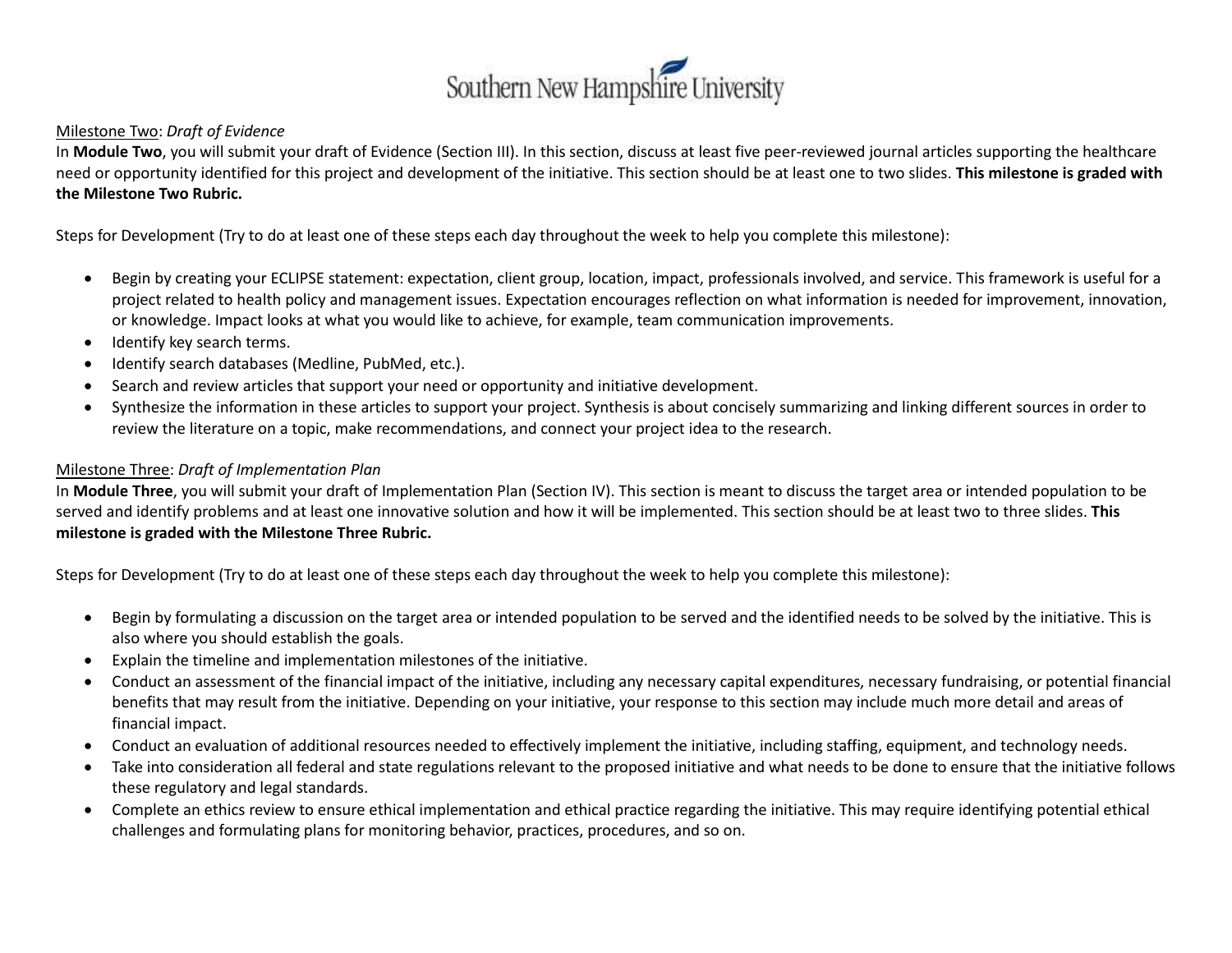Milestone Two: *Draft of Evidence*

In **Module Two**, you will submit your draft of Evidence (Section III). In this section, discuss at least five peer-reviewed journal articles supporting the healthcare need or opportunity identified for this project and development of the initiative. This section should be at least one to two slides. **This milestone is graded with the Milestone Two Rubric.**

Steps for Development (Try to do at least one of these steps each day throughout the week to help you complete this milestone):

- Begin by creating your ECLIPSE statement: expectation, client group, location, impact, professionals involved, and service. This framework is useful for a project related to health policy and management issues. Expectation encourages reflection on what information is needed for improvement, innovation, or knowledge. Impact looks at what you would like to achieve, for example, team communication improvements.
- Identify key search terms.
- Identify search databases (Medline, PubMed, etc.).
- Search and review articles that support your need or opportunity and initiative development.
- Synthesize the information in these articles to support your project. Synthesis is about concisely summarizing and linking different sources in order to review the literature on a topic, make recommendations, and connect your project idea to the research.

Milestone Three: *Draft of Implementation Plan*

In **Module Three**, you will submit your draft of Implementation Plan (Section IV). This section is meant to discuss the target area or intended population to be served and identify problems and at least one innovative solution and how it will be implemented. This section should be at least two to three slides. **This milestone is graded with the Milestone Three Rubric.**

Steps for Development (Try to do at least one of these steps each day throughout the week to help you complete this milestone):

- Begin by formulating a discussion on the target area or intended population to be served and the identified needs to be solved by the initiative. This is also where you should establish the goals.
- Explain the timeline and implementation milestones of the initiative.
- Conduct an assessment of the financial impact of the initiative, including any necessary capital expenditures, necessary fundraising, or potential financial benefits that may result from the initiative. Depending on your initiative, your response to this section may include much more detail and areas of financial impact.
- Conduct an evaluation of additional resources needed to effectively implement the initiative, including staffing, equipment, and technology needs.
- Take into consideration all federal and state regulations relevant to the proposed initiative and what needs to be done to ensure that the initiative follows these regulatory and legal standards.
- Complete an ethics review to ensure ethical implementation and ethical practice regarding the initiative. This may require identifying potential ethical challenges and formulating plans for monitoring behavior, practices, procedures, and so on.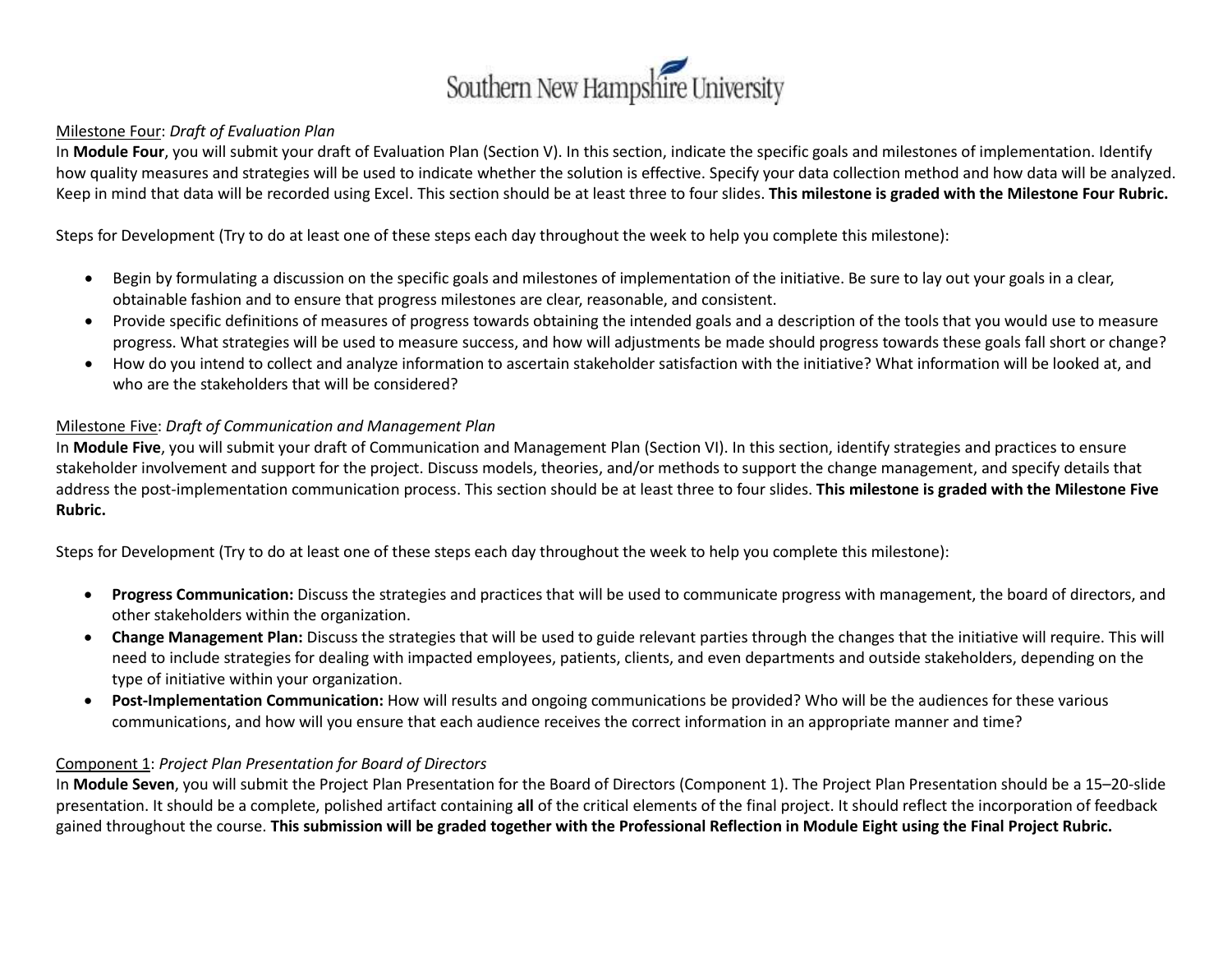Milestone Four: *Draft of Evaluation Plan*

In **Module Four**, you will submit your draft of Evaluation Plan (Section V). In this section, indicate the specific goals and milestones of implementation. Identify how quality measures and strategies will be used to indicate whether the solution is effective. Specify your data collection method and how data will be analyzed. Keep in mind that data will be recorded using Excel. This section should be at least three to four slides. **This milestone is graded with the Milestone Four Rubric.**

Steps for Development (Try to do at least one of these steps each day throughout the week to help you complete this milestone):

- Begin by formulating a discussion on the specific goals and milestones of implementation of the initiative. Be sure to lay out your goals in a clear, obtainable fashion and to ensure that progress milestones are clear, reasonable, and consistent.
- Provide specific definitions of measures of progress towards obtaining the intended goals and a description of the tools that you would use to measure progress. What strategies will be used to measure success, and how will adjustments be made should progress towards these goals fall short or change?
- How do you intend to collect and analyze information to ascertain stakeholder satisfaction with the initiative? What information will be looked at, and who are the stakeholders that will be considered?

Milestone Five: *Draft of Communication and Management Plan*

In **Module Five**, you will submit your draft of Communication and Management Plan (Section VI). In this section, identify strategies and practices to ensure stakeholder involvement and support for the project. Discuss models, theories, and/or methods to support the change management, and specify details that address the post-implementation communication process. This section should be at least three to four slides. **This milestone is graded with the Milestone Five Rubric.**

Steps for Development (Try to do at least one of these steps each day throughout the week to help you complete this milestone):

- **Progress Communication:** Discuss the strategies and practices that will be used to communicate progress with management, the board of directors, and other stakeholders within the organization.
- **Change Management Plan:** Discuss the strategies that will be used to guide relevant parties through the changes that the initiative will require. This will need to include strategies for dealing with impacted employees, patients, clients, and even departments and outside stakeholders, depending on the type of initiative within your organization.
- **Post-Implementation Communication:** How will results and ongoing communications be provided? Who will be the audiences for these various communications, and how will you ensure that each audience receives the correct information in an appropriate manner and time?

Component 1: *Project Plan Presentation for Board of Directors*

In **Module Seven**, you will submit the Project Plan Presentation for the Board of Directors (Component 1). The Project Plan Presentation should be a 15–20-slide presentation. It should be a complete, polished artifact containing **all** of the critical elements of the final project. It should reflect the incorporation of feedback gained throughout the course. **This submission will be graded together with the Professional Reflection in Module Eight using the Final Project Rubric.**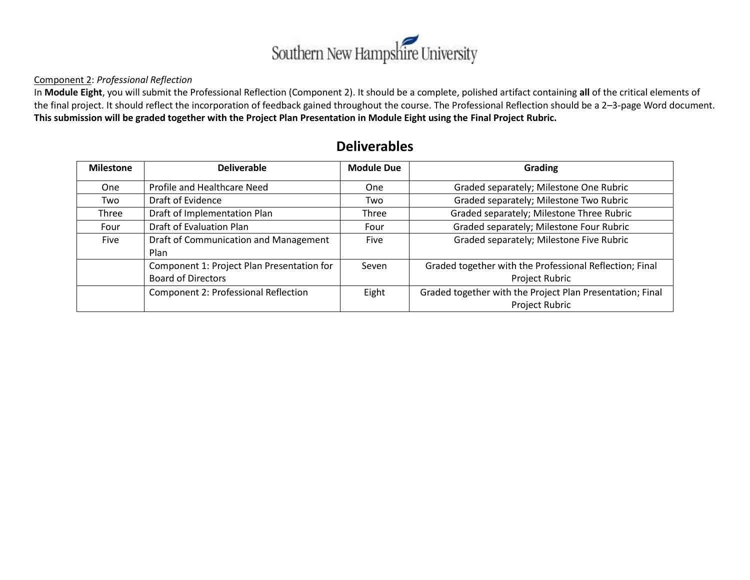Component 2: *Professional Reflection*

In **Module Eight**, you will submit the Professional Reflection (Component 2). It should be a complete, polished artifact containing **all** of the critical elements of the final project. It should reflect the incorporation of feedback gained throughout the course. The Professional Reflection should be a 2–3-page Word document. **This submission will be graded together with the Project Plan Presentation in Module Eight using the Final Project Rubric.**

## Deliverables

| Milestone | Deliverable | Module Due | Grading |
|---|---|---|---|
| One | Profile and Healthcare Need | One | Graded separately; Milestone One Rubric |
| Two | Draft of Evidence | Two | Graded separately; Milestone Two Rubric |
| Three | Draft of Implementation Plan | Three | Graded separately; Milestone Three Rubric |
| Four | Draft of Evaluation Plan | Four | Graded separately; Milestone Four Rubric |
| Five | Draft of Communication and Management Plan | Five | Graded separately; Milestone Five Rubric |
| | Component 1: Project Plan Presentation for Board of Directors | Seven | Graded together with the Professional Reflection; Final Project Rubric |
| | Component 2: Professional Reflection | Eight | Graded together with the Project Plan Presentation; Final Project Rubric |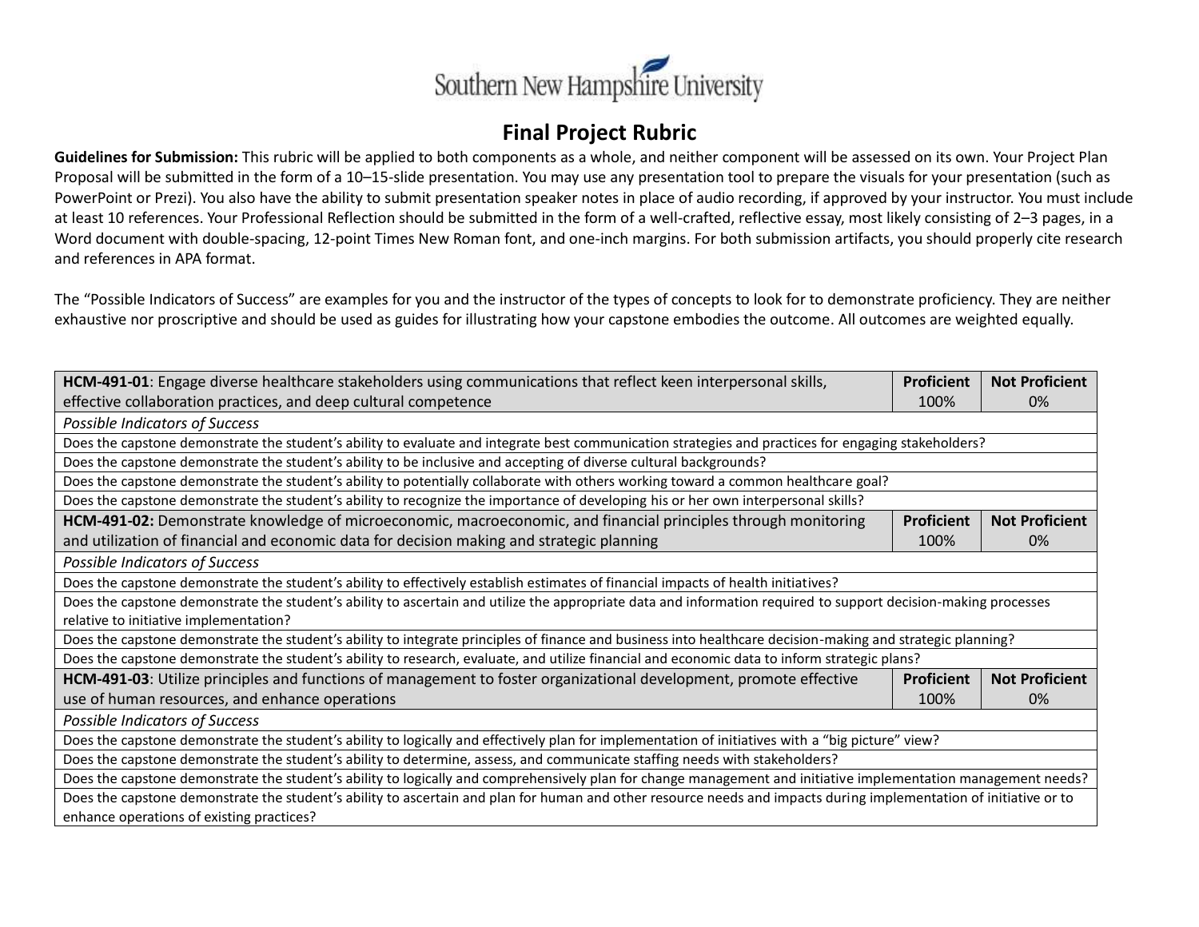Southern New Hampshire University

# Final Project Rubric

**Guidelines for Submission:** This rubric will be applied to both components as a whole, and neither component will be assessed on its own. Your Project Plan Proposal will be submitted in the form of a 10–15-slide presentation. You may use any presentation tool to prepare the visuals for your presentation (such as PowerPoint or Prezi). You also have the ability to submit presentation speaker notes in place of audio recording, if approved by your instructor. You must include at least 10 references. Your Professional Reflection should be submitted in the form of a well-crafted, reflective essay, most likely consisting of 2–3 pages, in a Word document with double-spacing, 12-point Times New Roman font, and one-inch margins. For both submission artifacts, you should properly cite research and references in APA format.

The "Possible Indicators of Success" are examples for you and the instructor of the types of concepts to look for to demonstrate proficiency. They are neither exhaustive nor proscriptive and should be used as guides for illustrating how your capstone embodies the outcome. All outcomes are weighted equally.

| **HCM-491-01**: Engage diverse healthcare stakeholders using communications that reflect keen interpersonal skills, effective collaboration practices, and deep cultural competence | **Proficient** 100% | **Not Proficient** 0% |
|---|---|---|
| *Possible Indicators of Success* | | |
| Does the capstone demonstrate the student's ability to evaluate and integrate best communication strategies and practices for engaging stakeholders? | | |
| Does the capstone demonstrate the student's ability to be inclusive and accepting of diverse cultural backgrounds? | | |
| Does the capstone demonstrate the student's ability to potentially collaborate with others working toward a common healthcare goal? | | |
| Does the capstone demonstrate the student's ability to recognize the importance of developing his or her own interpersonal skills? | | |
| **HCM-491-02:** Demonstrate knowledge of microeconomic, macroeconomic, and financial principles through monitoring and utilization of financial and economic data for decision making and strategic planning | **Proficient** 100% | **Not Proficient** 0% |
| *Possible Indicators of Success* | | |
| Does the capstone demonstrate the student's ability to effectively establish estimates of financial impacts of health initiatives? | | |
| Does the capstone demonstrate the student's ability to ascertain and utilize the appropriate data and information required to support decision-making processes relative to initiative implementation? | | |
| Does the capstone demonstrate the student's ability to integrate principles of finance and business into healthcare decision-making and strategic planning? | | |
| Does the capstone demonstrate the student's ability to research, evaluate, and utilize financial and economic data to inform strategic plans? | | |
| **HCM-491-03**: Utilize principles and functions of management to foster organizational development, promote effective use of human resources, and enhance operations | **Proficient** 100% | **Not Proficient** 0% |
| *Possible Indicators of Success* | | |
| Does the capstone demonstrate the student's ability to logically and effectively plan for implementation of initiatives with a "big picture" view? | | |
| Does the capstone demonstrate the student's ability to determine, assess, and communicate staffing needs with stakeholders? | | |
| Does the capstone demonstrate the student's ability to logically and comprehensively plan for change management and initiative implementation management needs? | | |
| Does the capstone demonstrate the student's ability to ascertain and plan for human and other resource needs and impacts during implementation of initiative or to enhance operations of existing practices? | | |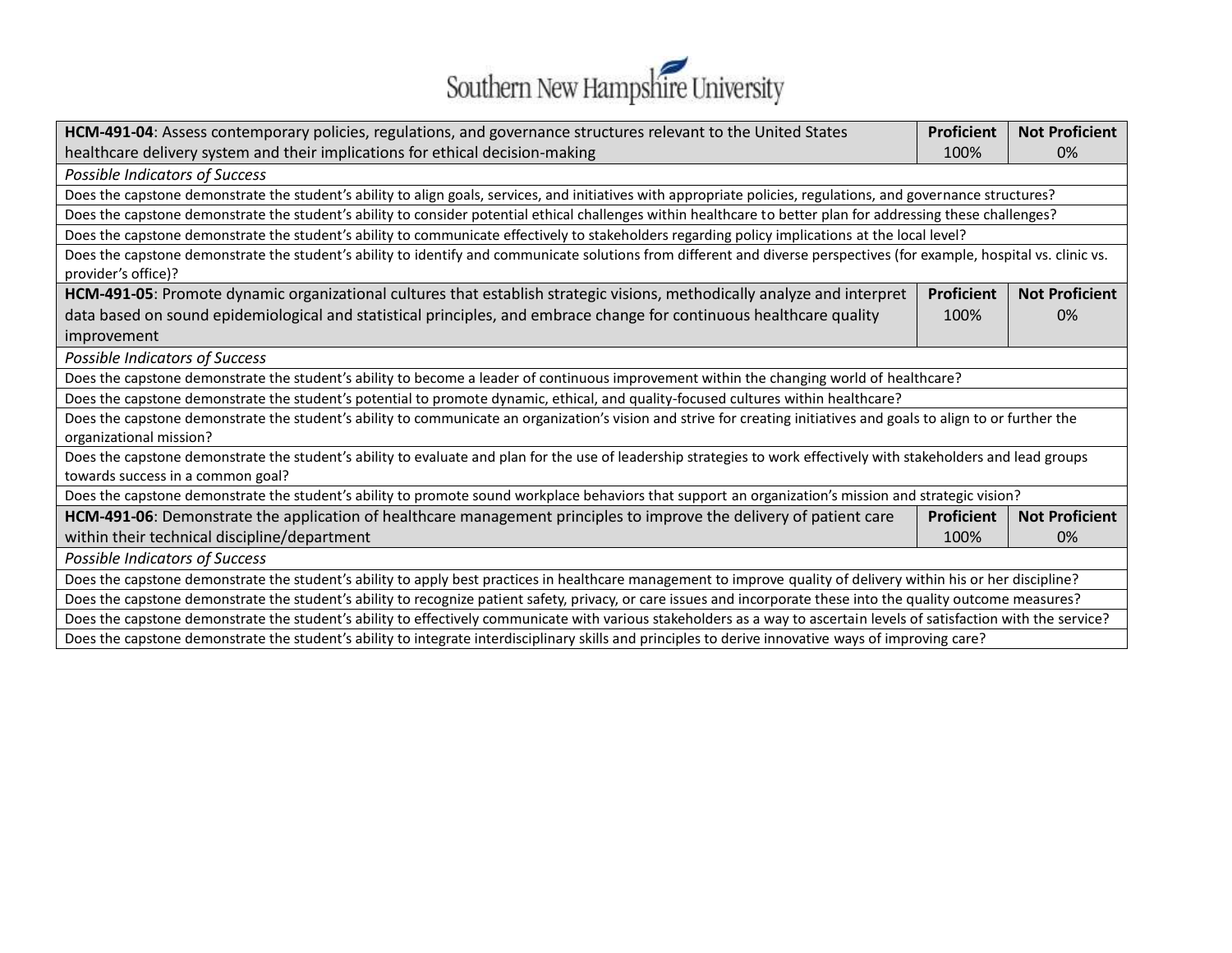| | | |
|---|---|---|
| **HCM-491-04**: Assess contemporary policies, regulations, and governance structures relevant to the United States healthcare delivery system and their implications for ethical decision-making | **Proficient** 100% | **Not Proficient** 0% |
| *Possible Indicators of Success* | | |
| Does the capstone demonstrate the student's ability to align goals, services, and initiatives with appropriate policies, regulations, and governance structures? | | |
| Does the capstone demonstrate the student's ability to consider potential ethical challenges within healthcare to better plan for addressing these challenges? | | |
| Does the capstone demonstrate the student's ability to communicate effectively to stakeholders regarding policy implications at the local level? | | |
| Does the capstone demonstrate the student's ability to identify and communicate solutions from different and diverse perspectives (for example, hospital vs. clinic vs. provider's office)? | | |
| **HCM-491-05**: Promote dynamic organizational cultures that establish strategic visions, methodically analyze and interpret data based on sound epidemiological and statistical principles, and embrace change for continuous healthcare quality improvement | **Proficient** 100% | **Not Proficient** 0% |
| *Possible Indicators of Success* | | |
| Does the capstone demonstrate the student's ability to become a leader of continuous improvement within the changing world of healthcare? | | |
| Does the capstone demonstrate the student's potential to promote dynamic, ethical, and quality-focused cultures within healthcare? | | |
| Does the capstone demonstrate the student's ability to communicate an organization's vision and strive for creating initiatives and goals to align to or further the organizational mission? | | |
| Does the capstone demonstrate the student's ability to evaluate and plan for the use of leadership strategies to work effectively with stakeholders and lead groups towards success in a common goal? | | |
| Does the capstone demonstrate the student's ability to promote sound workplace behaviors that support an organization's mission and strategic vision? | | |
| **HCM-491-06**: Demonstrate the application of healthcare management principles to improve the delivery of patient care within their technical discipline/department | **Proficient** 100% | **Not Proficient** 0% |
| *Possible Indicators of Success* | | |
| Does the capstone demonstrate the student's ability to apply best practices in healthcare management to improve quality of delivery within his or her discipline? | | |
| Does the capstone demonstrate the student's ability to recognize patient safety, privacy, or care issues and incorporate these into the quality outcome measures? | | |
| Does the capstone demonstrate the student's ability to effectively communicate with various stakeholders as a way to ascertain levels of satisfaction with the service? | | |
| Does the capstone demonstrate the student's ability to integrate interdisciplinary skills and principles to derive innovative ways of improving care? | | |